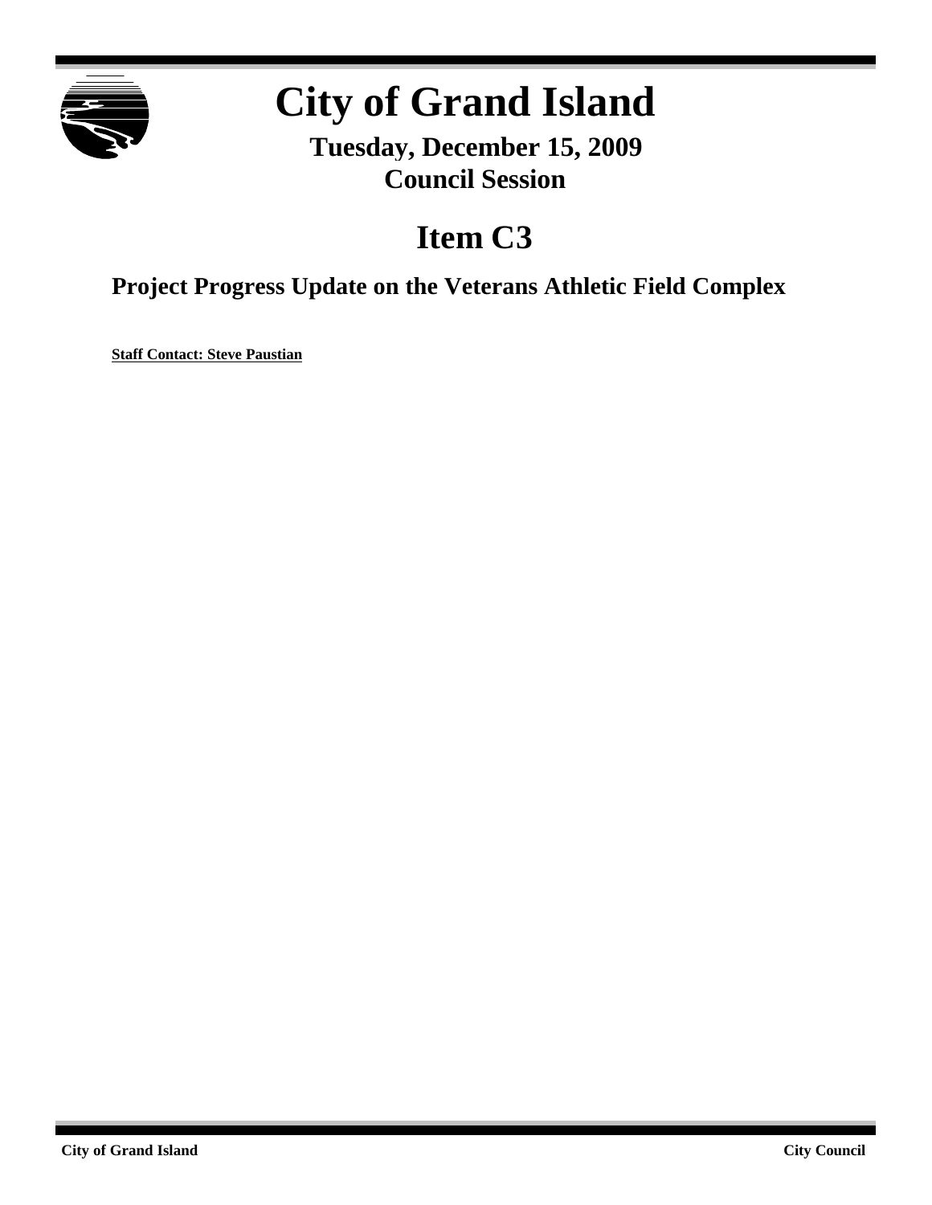# City of Grand Island

**Tuesday, December 15, 2009**
**Council Session**

# Item C3

## Project Progress Update on the Veterans Athletic Field Complex

**Staff Contact: Steve Paustian**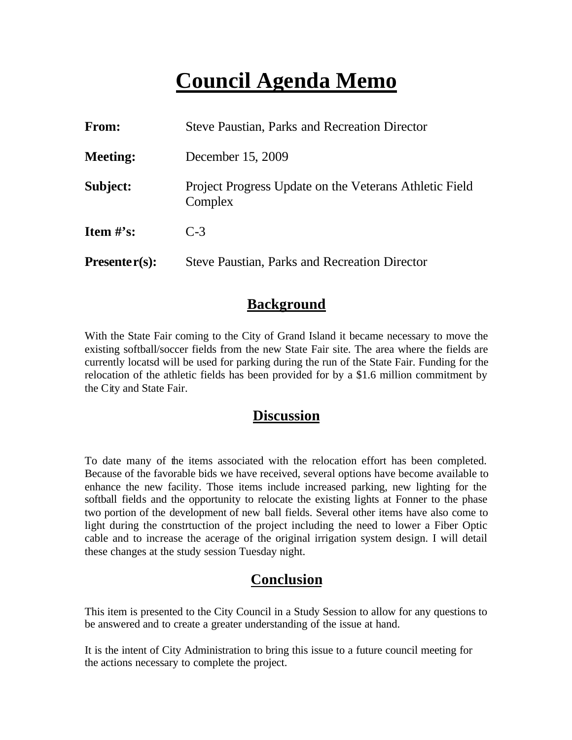# Council Agenda Memo

| | |
|---|---|
| **From:** | Steve Paustian, Parks and Recreation Director |
| **Meeting:** | December 15, 2009 |
| **Subject:** | Project Progress Update on the Veterans Athletic Field Complex |
| **Item #'s:** | C-3 |
| **Presenter(s):** | Steve Paustian, Parks and Recreation Director |

## Background

With the State Fair coming to the City of Grand Island it became necessary to move the existing softball/soccer fields from the new State Fair site. The area where the fields are currently locatsd will be used for parking during the run of the State Fair. Funding for the relocation of the athletic fields has been provided for by a $1.6 million commitment by the City and State Fair.

## Discussion

To date many of the items associated with the relocation effort has been completed. Because of the favorable bids we have received, several options have become available to enhance the new facility. Those items include increased parking, new lighting for the softball fields and the opportunity to relocate the existing lights at Fonner to the phase two portion of the development of new ball fields. Several other items have also come to light during the constrtuction of the project including the need to lower a Fiber Optic cable and to increase the acerage of the original irrigation system design. I will detail these changes at the study session Tuesday night.

## Conclusion

This item is presented to the City Council in a Study Session to allow for any questions to be answered and to create a greater understanding of the issue at hand.

It is the intent of City Administration to bring this issue to a future council meeting for the actions necessary to complete the project.